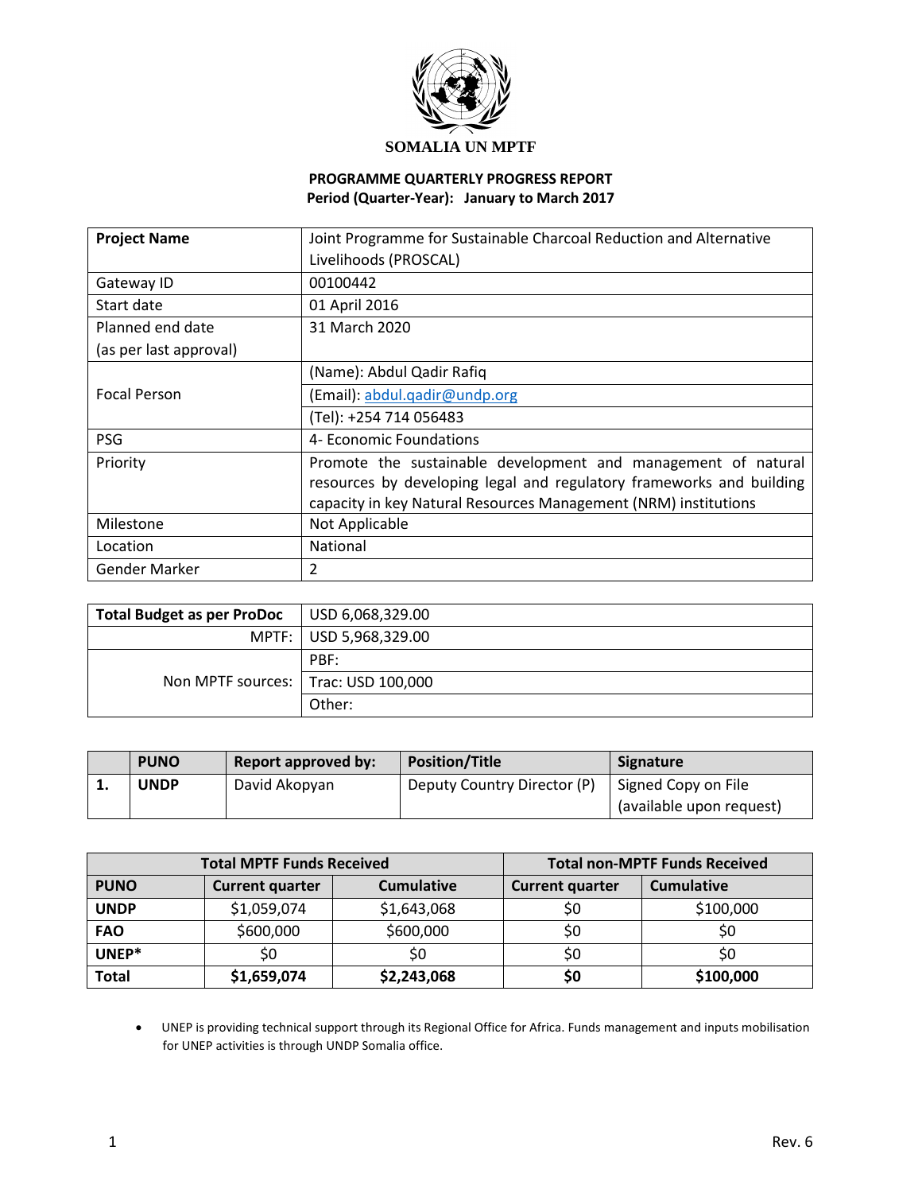**SOMALIA UN MPTF**

**PROGRAMME QUARTERLY PROGRESS REPORT**
**Period (Quarter-Year): January to March 2017**

| | |
|---|---|
| **Project Name** | Joint Programme for Sustainable Charcoal Reduction and Alternative Livelihoods (PROSCAL) |
| Gateway ID | 00100442 |
| Start date | 01 April 2016 |
| Planned end date (as per last approval) | 31 March 2020 |
| Focal Person | (Name): Abdul Qadir Rafiq |
| | (Email): abdul.qadir@undp.org |
| | (Tel): +254 714 056483 |
| PSG | 4- Economic Foundations |
| Priority | Promote the sustainable development and management of natural resources by developing legal and regulatory frameworks and building capacity in key Natural Resources Management (NRM) institutions |
| Milestone | Not Applicable |
| Location | National |
| Gender Marker | 2 |

| | |
|---|---|
| **Total Budget as per ProDoc** | USD 6,068,329.00 |
| MPTF: | USD 5,968,329.00 |
| Non MPTF sources: | PBF: |
| | Trac: USD 100,000 |
| | Other: |

| | PUNO | Report approved by: | Position/Title | Signature |
|---|---|---|---|---|
| **1.** | **UNDP** | David Akopyan | Deputy Country Director (P) | Signed Copy on File (available upon request) |

| | Total MPTF Funds Received | | Total non-MPTF Funds Received | |
|---|---|---|---|---|
| **PUNO** | **Current quarter** | **Cumulative** | **Current quarter** | **Cumulative** |
| **UNDP** | $1,059,074 | $1,643,068 | $0 | $100,000 |
| **FAO** | $600,000 | $600,000 | $0 | $0 |
| **UNEP*** | $0 | $0 | $0 | $0 |
| **Total** | **$1,659,074** | **$2,243,068** | **$0** | **$100,000** |

- UNEP is providing technical support through its Regional Office for Africa. Funds management and inputs mobilisation for UNEP activities is through UNDP Somalia office.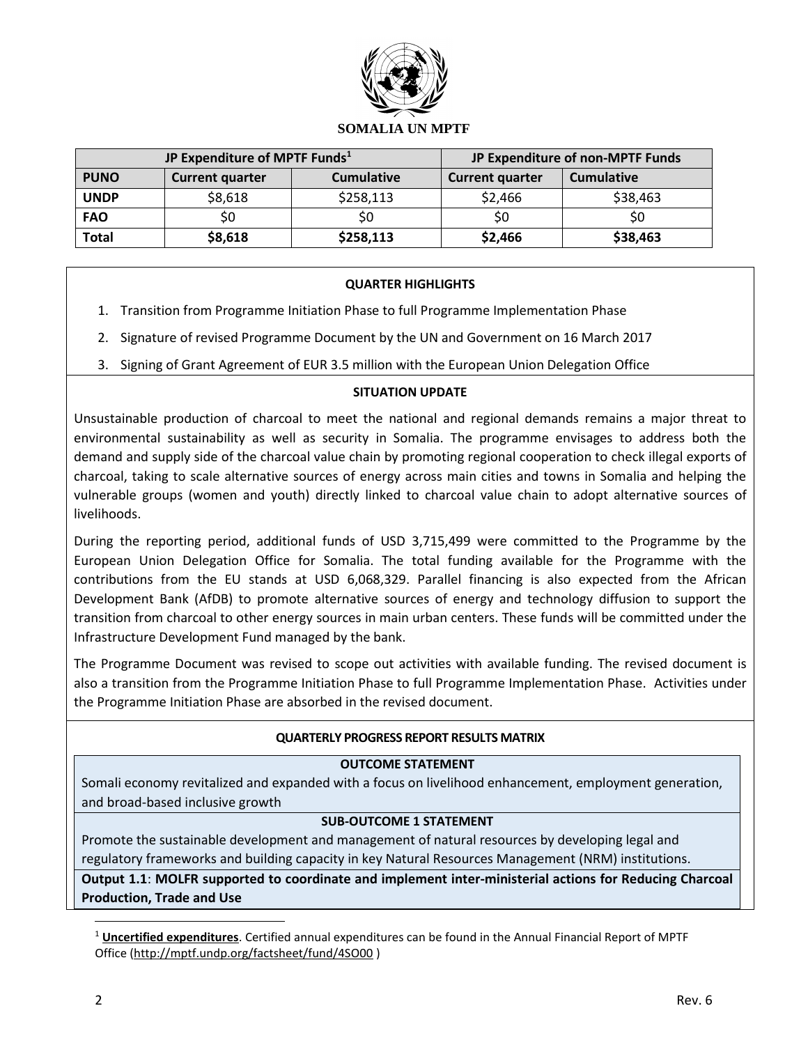**SOMALIA UN MPTF**

| JP Expenditure of MPTF Funds[1] | | | JP Expenditure of non-MPTF Funds | |
|---|---|---|---|---|
| **PUNO** | **Current quarter** | **Cumulative** | **Current quarter** | **Cumulative** |
| **UNDP** | $8,618 | $258,113 | $2,466 | $38,463 |
| **FAO** | $0 | $0 | $0 | $0 |
| **Total** | **$8,618** | **$258,113** | **$2,466** | **$38,463** |

**QUARTER HIGHLIGHTS**

1. Transition from Programme Initiation Phase to full Programme Implementation Phase
2. Signature of revised Programme Document by the UN and Government on 16 March 2017
3. Signing of Grant Agreement of EUR 3.5 million with the European Union Delegation Office

**SITUATION UPDATE**

Unsustainable production of charcoal to meet the national and regional demands remains a major threat to environmental sustainability as well as security in Somalia. The programme envisages to address both the demand and supply side of the charcoal value chain by promoting regional cooperation to check illegal exports of charcoal, taking to scale alternative sources of energy across main cities and towns in Somalia and helping the vulnerable groups (women and youth) directly linked to charcoal value chain to adopt alternative sources of livelihoods.

During the reporting period, additional funds of USD 3,715,499 were committed to the Programme by the European Union Delegation Office for Somalia. The total funding available for the Programme with the contributions from the EU stands at USD 6,068,329. Parallel financing is also expected from the African Development Bank (AfDB) to promote alternative sources of energy and technology diffusion to support the transition from charcoal to other energy sources in main urban centers. These funds will be committed under the Infrastructure Development Fund managed by the bank.

The Programme Document was revised to scope out activities with available funding. The revised document is also a transition from the Programme Initiation Phase to full Programme Implementation Phase. Activities under the Programme Initiation Phase are absorbed in the revised document.

**QUARTERLY PROGRESS REPORT RESULTS MATRIX**

**OUTCOME STATEMENT**

Somali economy revitalized and expanded with a focus on livelihood enhancement, employment generation, and broad-based inclusive growth

**SUB-OUTCOME 1 STATEMENT**

Promote the sustainable development and management of natural resources by developing legal and regulatory frameworks and building capacity in key Natural Resources Management (NRM) institutions.

**Output 1.1**: **MOLFR supported to coordinate and implement inter-ministerial actions for Reducing Charcoal Production, Trade and Use**

[1] **Uncertified expenditures**. Certified annual expenditures can be found in the Annual Financial Report of MPTF Office (http://mptf.undp.org/factsheet/fund/4SO00 )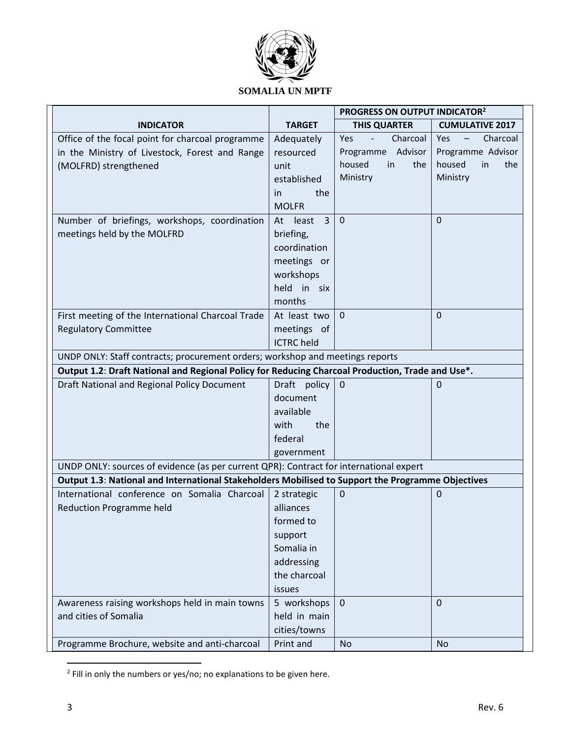| INDICATOR | TARGET | PROGRESS ON OUTPUT INDICATOR[2] | |
|---|---|---|---|
| | | THIS QUARTER | CUMULATIVE 2017 |
| Office of the focal point for charcoal programme in the Ministry of Livestock, Forest and Range (MOLFRD) strengthened | Adequately resourced unit established in the MOLFR | Yes - Charcoal Programme Advisor housed in the Ministry | Yes – Charcoal Programme Advisor housed in the Ministry |
| Number of briefings, workshops, coordination meetings held by the MOLFRD | At least 3 briefing, coordination meetings or workshops held in six months | 0 | 0 |
| First meeting of the International Charcoal Trade Regulatory Committee | At least two meetings of ICTRC held | 0 | 0 |
| UNDP ONLY: Staff contracts; procurement orders; workshop and meetings reports | | | |
| **Output 1.2: Draft National and Regional Policy for Reducing Charcoal Production, Trade and Use*.** | | | |
| Draft National and Regional Policy Document | Draft policy document available with the federal government | 0 | 0 |
| UNDP ONLY: sources of evidence (as per current QPR): Contract for international expert | | | |
| **Output 1.3: National and International Stakeholders Mobilised to Support the Programme Objectives** | | | |
| International conference on Somalia Charcoal Reduction Programme held | 2 strategic alliances formed to support Somalia in addressing the charcoal issues | 0 | 0 |
| Awareness raising workshops held in main towns and cities of Somalia | 5 workshops held in main cities/towns | 0 | 0 |
| Programme Brochure, website and anti-charcoal | Print and | No | No |

[2] Fill in only the numbers or yes/no; no explanations to be given here.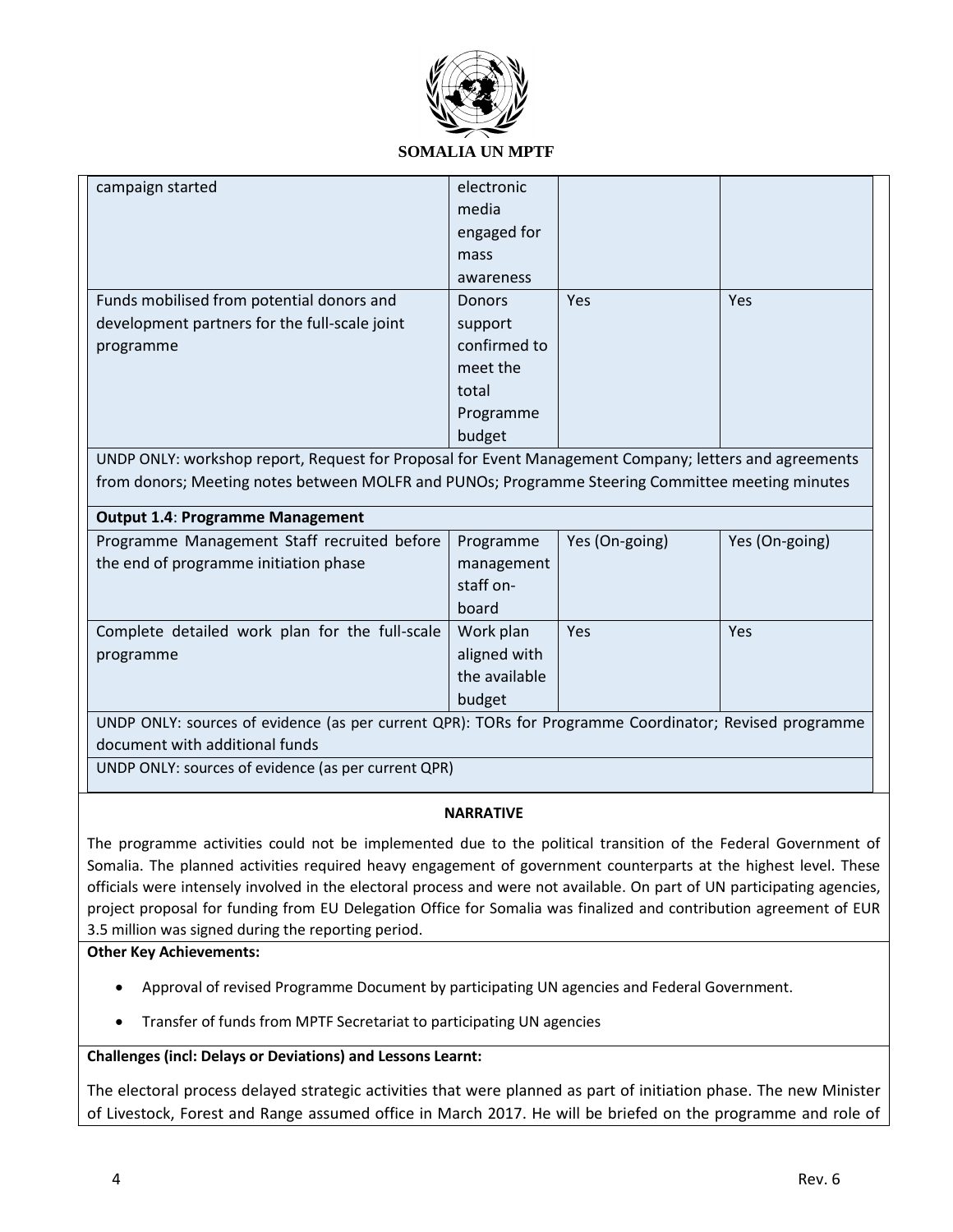| | | | |
|---|---|---|---|
| campaign started | electronic media engaged for mass awareness | | |
| Funds mobilised from potential donors and development partners for the full-scale joint programme | Donors support confirmed to meet the total Programme budget | Yes | Yes |
| UNDP ONLY: workshop report, Request for Proposal for Event Management Company; letters and agreements from donors; Meeting notes between MOLFR and PUNOs; Programme Steering Committee meeting minutes | | | |
| **Output 1.4**: **Programme Management** | | | |
| Programme Management Staff recruited before the end of programme initiation phase | Programme management staff on-board | Yes (On-going) | Yes (On-going) |
| Complete detailed work plan for the full-scale programme | Work plan aligned with the available budget | Yes | Yes |
| UNDP ONLY: sources of evidence (as per current QPR): TORs for Programme Coordinator; Revised programme document with additional funds | | | |
| UNDP ONLY: sources of evidence (as per current QPR) | | | |

**NARRATIVE**

The programme activities could not be implemented due to the political transition of the Federal Government of Somalia. The planned activities required heavy engagement of government counterparts at the highest level. These officials were intensely involved in the electoral process and were not available. On part of UN participating agencies, project proposal for funding from EU Delegation Office for Somalia was finalized and contribution agreement of EUR 3.5 million was signed during the reporting period.

**Other Key Achievements:**

- Approval of revised Programme Document by participating UN agencies and Federal Government.
- Transfer of funds from MPTF Secretariat to participating UN agencies

**Challenges (incl: Delays or Deviations) and Lessons Learnt:**

The electoral process delayed strategic activities that were planned as part of initiation phase. The new Minister of Livestock, Forest and Range assumed office in March 2017. He will be briefed on the programme and role of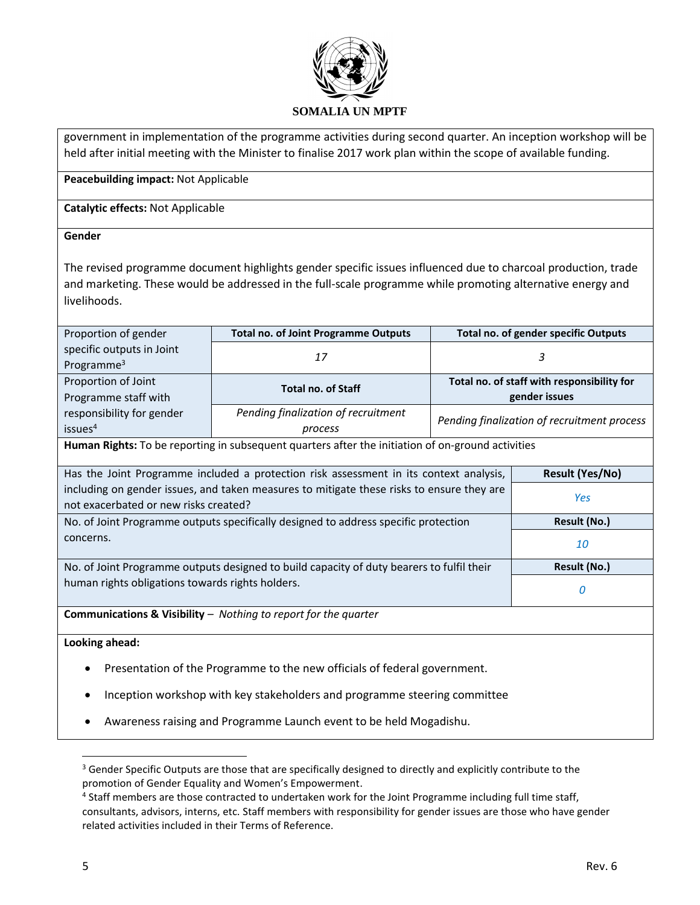government in implementation of the programme activities during second quarter. An inception workshop will be held after initial meeting with the Minister to finalise 2017 work plan within the scope of available funding.

**Peacebuilding impact:** Not Applicable

**Catalytic effects:** Not Applicable

**Gender**

The revised programme document highlights gender specific issues influenced due to charcoal production, trade and marketing. These would be addressed in the full-scale programme while promoting alternative energy and livelihoods.

| | | |
|---|---|---|
| Proportion of gender specific outputs in Joint Programme[3] | **Total no. of Joint Programme Outputs** | **Total no. of gender specific Outputs** |
| | *17* | *3* |
| Proportion of Joint Programme staff with responsibility for gender issues[4] | **Total no. of Staff** | **Total no. of staff with responsibility for gender issues** |
| | *Pending finalization of recruitment process* | *Pending finalization of recruitment process* |

**Human Rights:** To be reporting in subsequent quarters after the initiation of on-ground activities

| | |
|---|---|
| Has the Joint Programme included a protection risk assessment in its context analysis, including on gender issues, and taken measures to mitigate these risks to ensure they are not exacerbated or new risks created? | **Result (Yes/No)** |
| | *Yes* |
| No. of Joint Programme outputs specifically designed to address specific protection concerns. | **Result (No.)** |
| | *10* |
| No. of Joint Programme outputs designed to build capacity of duty bearers to fulfil their human rights obligations towards rights holders. | **Result (No.)** |
| | *0* |

**Communications & Visibility** – *Nothing to report for the quarter*

**Looking ahead:**

- Presentation of the Programme to the new officials of federal government.
- Inception workshop with key stakeholders and programme steering committee
- Awareness raising and Programme Launch event to be held Mogadishu.

[3] Gender Specific Outputs are those that are specifically designed to directly and explicitly contribute to the promotion of Gender Equality and Women's Empowerment.

[4] Staff members are those contracted to undertaken work for the Joint Programme including full time staff, consultants, advisors, interns, etc. Staff members with responsibility for gender issues are those who have gender related activities included in their Terms of Reference.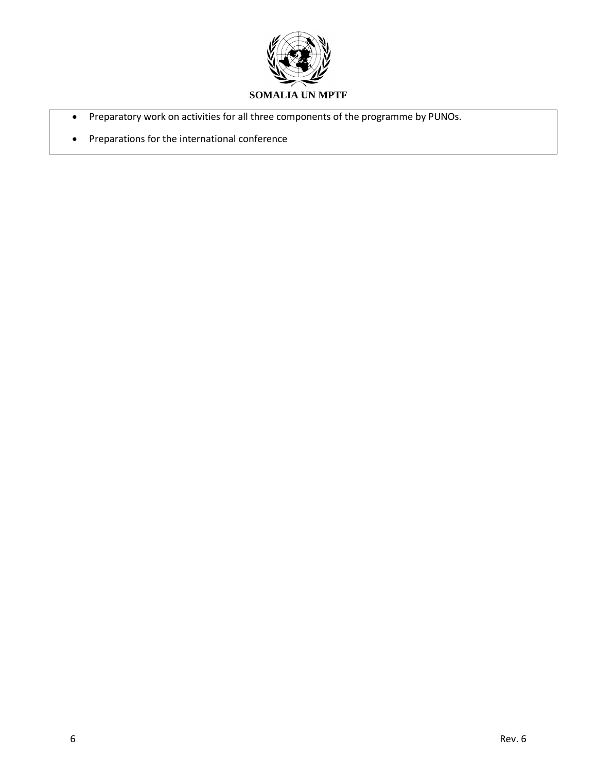- Preparatory work on activities for all three components of the programme by PUNOs.
- Preparations for the international conference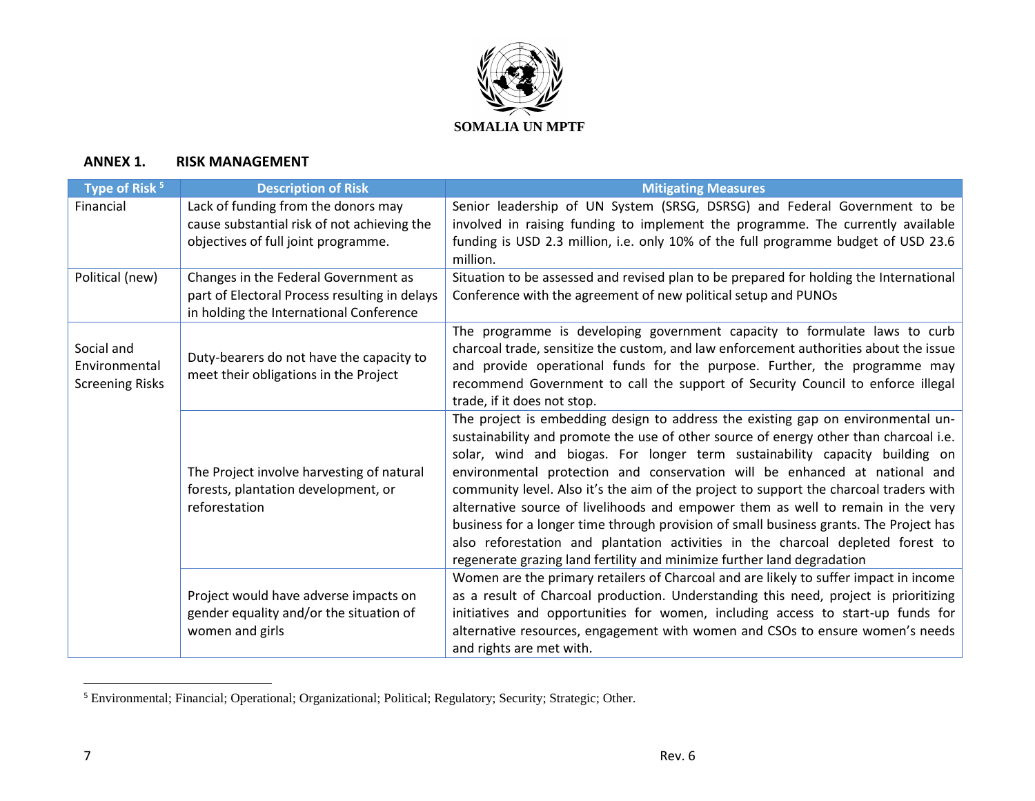SOMALIA UN MPTF

## ANNEX 1. RISK MANAGEMENT

| Type of Risk [5] | Description of Risk | Mitigating Measures |
|---|---|---|
| Financial | Lack of funding from the donors may cause substantial risk of not achieving the objectives of full joint programme. | Senior leadership of UN System (SRSG, DSRSG) and Federal Government to be involved in raising funding to implement the programme. The currently available funding is USD 2.3 million, i.e. only 10% of the full programme budget of USD 23.6 million. |
| Political (new) | Changes in the Federal Government as part of Electoral Process resulting in delays in holding the International Conference | Situation to be assessed and revised plan to be prepared for holding the International Conference with the agreement of new political setup and PUNOs |
| Social and Environmental Screening Risks | Duty-bearers do not have the capacity to meet their obligations in the Project | The programme is developing government capacity to formulate laws to curb charcoal trade, sensitize the custom, and law enforcement authorities about the issue and provide operational funds for the purpose. Further, the programme may recommend Government to call the support of Security Council to enforce illegal trade, if it does not stop. |
| | The Project involve harvesting of natural forests, plantation development, or reforestation | The project is embedding design to address the existing gap on environmental un-sustainability and promote the use of other source of energy other than charcoal i.e. solar, wind and biogas. For longer term sustainability capacity building on environmental protection and conservation will be enhanced at national and community level. Also it's the aim of the project to support the charcoal traders with alternative source of livelihoods and empower them as well to remain in the very business for a longer time through provision of small business grants. The Project has also reforestation and plantation activities in the charcoal depleted forest to regenerate grazing land fertility and minimize further land degradation |
| | Project would have adverse impacts on gender equality and/or the situation of women and girls | Women are the primary retailers of Charcoal and are likely to suffer impact in income as a result of Charcoal production. Understanding this need, project is prioritizing initiatives and opportunities for women, including access to start-up funds for alternative resources, engagement with women and CSOs to ensure women's needs and rights are met with. |

[5] Environmental; Financial; Operational; Organizational; Political; Regulatory; Security; Strategic; Other.

Rev. 6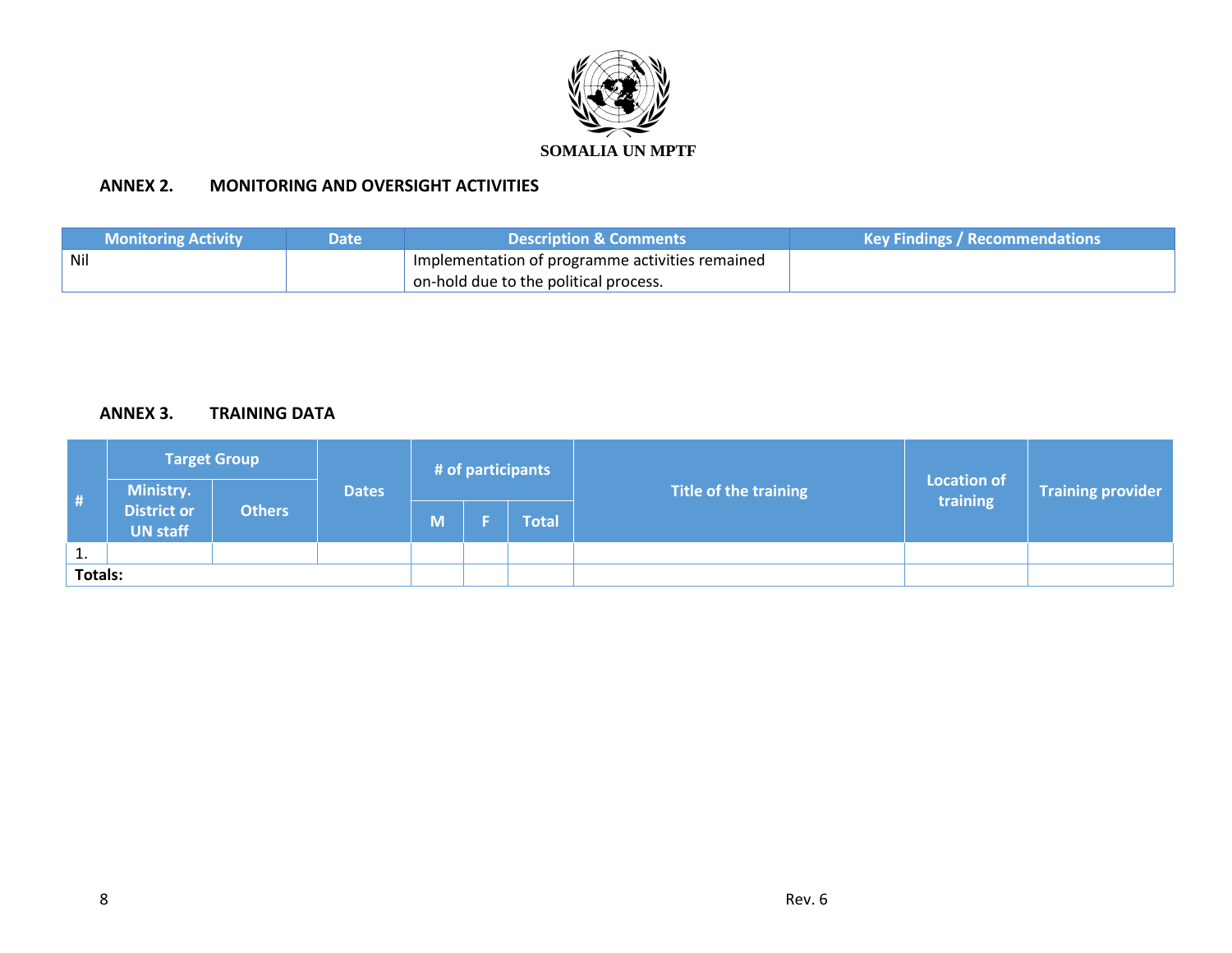**SOMALIA UN MPTF**

## ANNEX 2. MONITORING AND OVERSIGHT ACTIVITIES

| Monitoring Activity | Date | Description & Comments | Key Findings / Recommendations |
|---|---|---|---|
| Nil | | Implementation of programme activities remained on-hold due to the political process. | |

## ANNEX 3. TRAINING DATA

| # | Target Group | | Dates | # of participants | | | Title of the training | Location of training | Training provider |
|---|---|---|---|---|---|---|---|---|---|
| | Ministry. District or UN staff | Others | | M | F | Total | | | |
| 1. | | | | | | | | | |
| **Totals:** | | | | | | | | | |